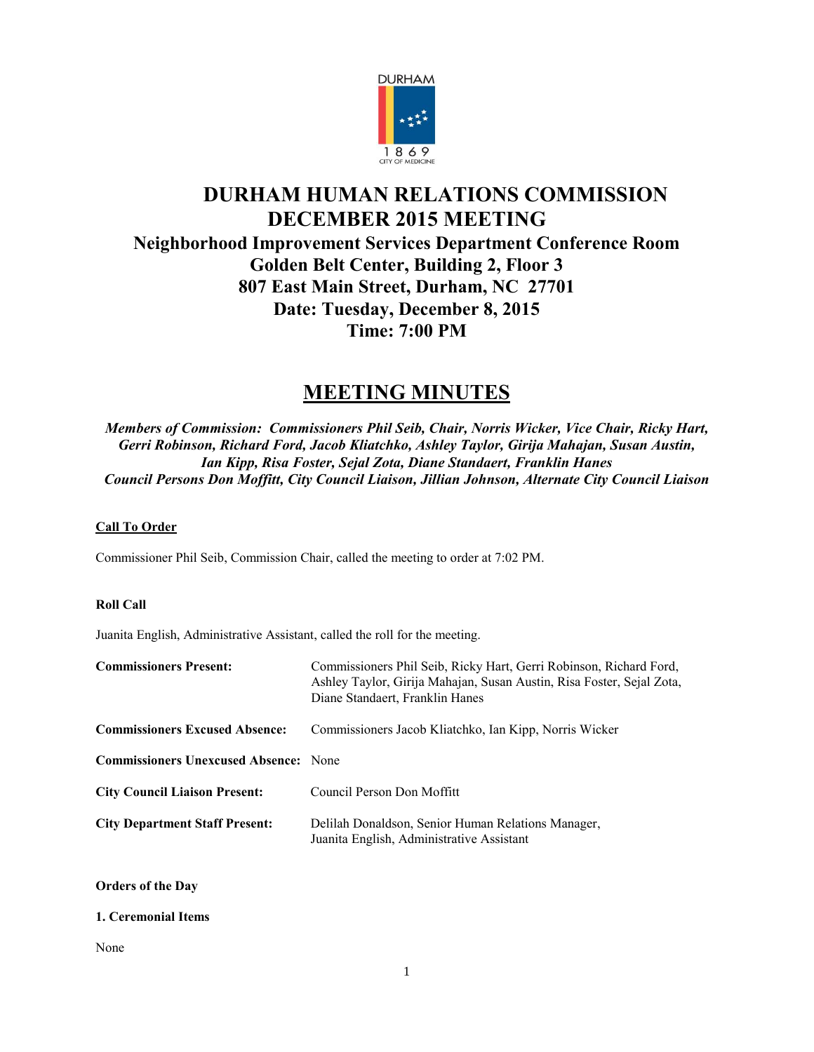# DURHAM HUMAN RELATIONS COMMISSION
# DECEMBER 2015 MEETING

## Neighborhood Improvement Services Department Conference Room
## Golden Belt Center, Building 2, Floor 3
## 807 East Main Street, Durham, NC 27701
## Date: Tuesday, December 8, 2015
## Time: 7:00 PM

# MEETING MINUTES

***Members of Commission: Commissioners Phil Seib, Chair, Norris Wicker, Vice Chair, Ricky Hart, Gerri Robinson, Richard Ford, Jacob Kliatchko, Ashley Taylor, Girija Mahajan, Susan Austin, Ian Kipp, Risa Foster, Sejal Zota, Diane Standaert, Franklin Hanes***
***Council Persons Don Moffitt, City Council Liaison, Jillian Johnson, Alternate City Council Liaison***

**Call To Order**

Commissioner Phil Seib, Commission Chair, called the meeting to order at 7:02 PM.

**Roll Call**

Juanita English, Administrative Assistant, called the roll for the meeting.

| | |
|---|---|
| **Commissioners Present:** | Commissioners Phil Seib, Ricky Hart, Gerri Robinson, Richard Ford, Ashley Taylor, Girija Mahajan, Susan Austin, Risa Foster, Sejal Zota, Diane Standaert, Franklin Hanes |
| **Commissioners Excused Absence:** | Commissioners Jacob Kliatchko, Ian Kipp, Norris Wicker |
| **Commissioners Unexcused Absence:** | None |
| **City Council Liaison Present:** | Council Person Don Moffitt |
| **City Department Staff Present:** | Delilah Donaldson, Senior Human Relations Manager, Juanita English, Administrative Assistant |

**Orders of the Day**

**1. Ceremonial Items**

None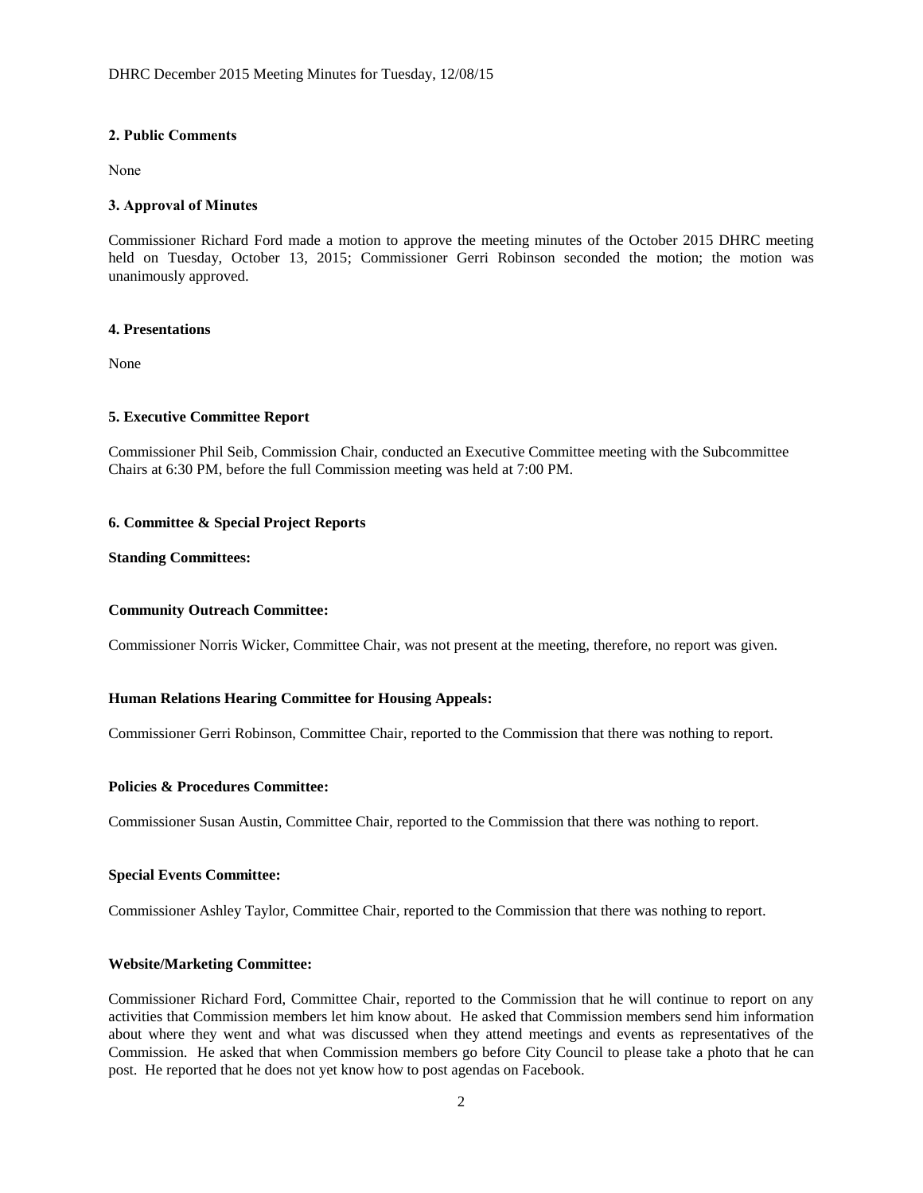## 2. Public Comments

None

## 3. Approval of Minutes

Commissioner Richard Ford made a motion to approve the meeting minutes of the October 2015 DHRC meeting held on Tuesday, October 13, 2015; Commissioner Gerri Robinson seconded the motion; the motion was unanimously approved.

## 4. Presentations

None

## 5. Executive Committee Report

Commissioner Phil Seib, Commission Chair, conducted an Executive Committee meeting with the Subcommittee Chairs at 6:30 PM, before the full Commission meeting was held at 7:00 PM.

## 6. Committee & Special Project Reports

**Standing Committees:**

**Community Outreach Committee:**

Commissioner Norris Wicker, Committee Chair, was not present at the meeting, therefore, no report was given.

**Human Relations Hearing Committee for Housing Appeals:**

Commissioner Gerri Robinson, Committee Chair, reported to the Commission that there was nothing to report.

**Policies & Procedures Committee:**

Commissioner Susan Austin, Committee Chair, reported to the Commission that there was nothing to report.

**Special Events Committee:**

Commissioner Ashley Taylor, Committee Chair, reported to the Commission that there was nothing to report.

**Website/Marketing Committee:**

Commissioner Richard Ford, Committee Chair, reported to the Commission that he will continue to report on any activities that Commission members let him know about. He asked that Commission members send him information about where they went and what was discussed when they attend meetings and events as representatives of the Commission. He asked that when Commission members go before City Council to please take a photo that he can post. He reported that he does not yet know how to post agendas on Facebook.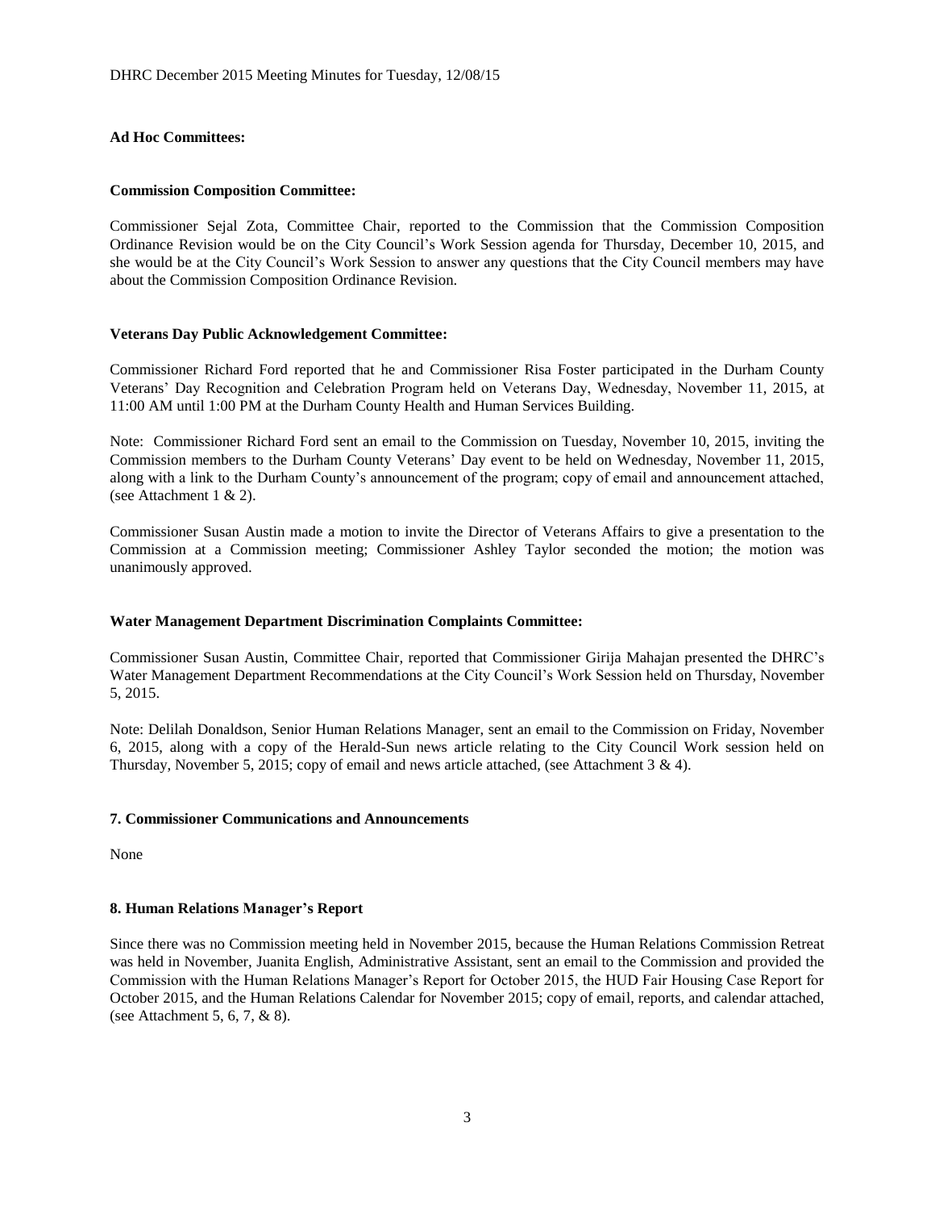**Ad Hoc Committees:**

**Commission Composition Committee:**

Commissioner Sejal Zota, Committee Chair, reported to the Commission that the Commission Composition Ordinance Revision would be on the City Council's Work Session agenda for Thursday, December 10, 2015, and she would be at the City Council's Work Session to answer any questions that the City Council members may have about the Commission Composition Ordinance Revision.

**Veterans Day Public Acknowledgement Committee:**

Commissioner Richard Ford reported that he and Commissioner Risa Foster participated in the Durham County Veterans' Day Recognition and Celebration Program held on Veterans Day, Wednesday, November 11, 2015, at 11:00 AM until 1:00 PM at the Durham County Health and Human Services Building.

Note: Commissioner Richard Ford sent an email to the Commission on Tuesday, November 10, 2015, inviting the Commission members to the Durham County Veterans' Day event to be held on Wednesday, November 11, 2015, along with a link to the Durham County's announcement of the program; copy of email and announcement attached, (see Attachment 1 & 2).

Commissioner Susan Austin made a motion to invite the Director of Veterans Affairs to give a presentation to the Commission at a Commission meeting; Commissioner Ashley Taylor seconded the motion; the motion was unanimously approved.

**Water Management Department Discrimination Complaints Committee:**

Commissioner Susan Austin, Committee Chair, reported that Commissioner Girija Mahajan presented the DHRC's Water Management Department Recommendations at the City Council's Work Session held on Thursday, November 5, 2015.

Note: Delilah Donaldson, Senior Human Relations Manager, sent an email to the Commission on Friday, November 6, 2015, along with a copy of the Herald-Sun news article relating to the City Council Work session held on Thursday, November 5, 2015; copy of email and news article attached, (see Attachment 3 & 4).

**7. Commissioner Communications and Announcements**

None

**8. Human Relations Manager's Report**

Since there was no Commission meeting held in November 2015, because the Human Relations Commission Retreat was held in November, Juanita English, Administrative Assistant, sent an email to the Commission and provided the Commission with the Human Relations Manager's Report for October 2015, the HUD Fair Housing Case Report for October 2015, and the Human Relations Calendar for November 2015; copy of email, reports, and calendar attached, (see Attachment 5, 6, 7, & 8).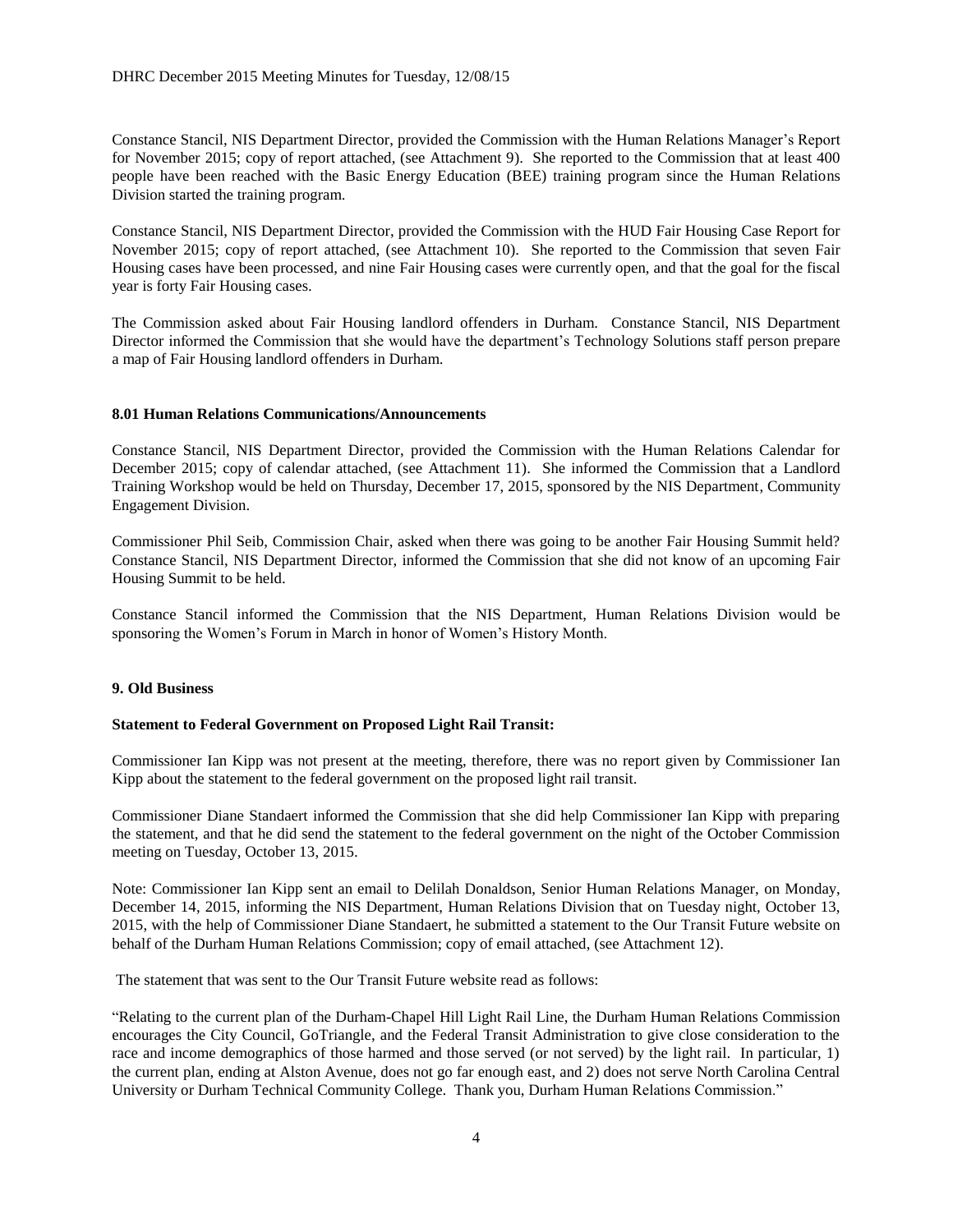Constance Stancil, NIS Department Director, provided the Commission with the Human Relations Manager's Report for November 2015; copy of report attached, (see Attachment 9). She reported to the Commission that at least 400 people have been reached with the Basic Energy Education (BEE) training program since the Human Relations Division started the training program.

Constance Stancil, NIS Department Director, provided the Commission with the HUD Fair Housing Case Report for November 2015; copy of report attached, (see Attachment 10). She reported to the Commission that seven Fair Housing cases have been processed, and nine Fair Housing cases were currently open, and that the goal for the fiscal year is forty Fair Housing cases.

The Commission asked about Fair Housing landlord offenders in Durham. Constance Stancil, NIS Department Director informed the Commission that she would have the department's Technology Solutions staff person prepare a map of Fair Housing landlord offenders in Durham.

**8.01 Human Relations Communications/Announcements**

Constance Stancil, NIS Department Director, provided the Commission with the Human Relations Calendar for December 2015; copy of calendar attached, (see Attachment 11). She informed the Commission that a Landlord Training Workshop would be held on Thursday, December 17, 2015, sponsored by the NIS Department, Community Engagement Division.

Commissioner Phil Seib, Commission Chair, asked when there was going to be another Fair Housing Summit held? Constance Stancil, NIS Department Director, informed the Commission that she did not know of an upcoming Fair Housing Summit to be held.

Constance Stancil informed the Commission that the NIS Department, Human Relations Division would be sponsoring the Women's Forum in March in honor of Women's History Month.

**9. Old Business**

**Statement to Federal Government on Proposed Light Rail Transit:**

Commissioner Ian Kipp was not present at the meeting, therefore, there was no report given by Commissioner Ian Kipp about the statement to the federal government on the proposed light rail transit.

Commissioner Diane Standaert informed the Commission that she did help Commissioner Ian Kipp with preparing the statement, and that he did send the statement to the federal government on the night of the October Commission meeting on Tuesday, October 13, 2015.

Note: Commissioner Ian Kipp sent an email to Delilah Donaldson, Senior Human Relations Manager, on Monday, December 14, 2015, informing the NIS Department, Human Relations Division that on Tuesday night, October 13, 2015, with the help of Commissioner Diane Standaert, he submitted a statement to the Our Transit Future website on behalf of the Durham Human Relations Commission; copy of email attached, (see Attachment 12).

The statement that was sent to the Our Transit Future website read as follows:

"Relating to the current plan of the Durham-Chapel Hill Light Rail Line, the Durham Human Relations Commission encourages the City Council, GoTriangle, and the Federal Transit Administration to give close consideration to the race and income demographics of those harmed and those served (or not served) by the light rail. In particular, 1) the current plan, ending at Alston Avenue, does not go far enough east, and 2) does not serve North Carolina Central University or Durham Technical Community College. Thank you, Durham Human Relations Commission."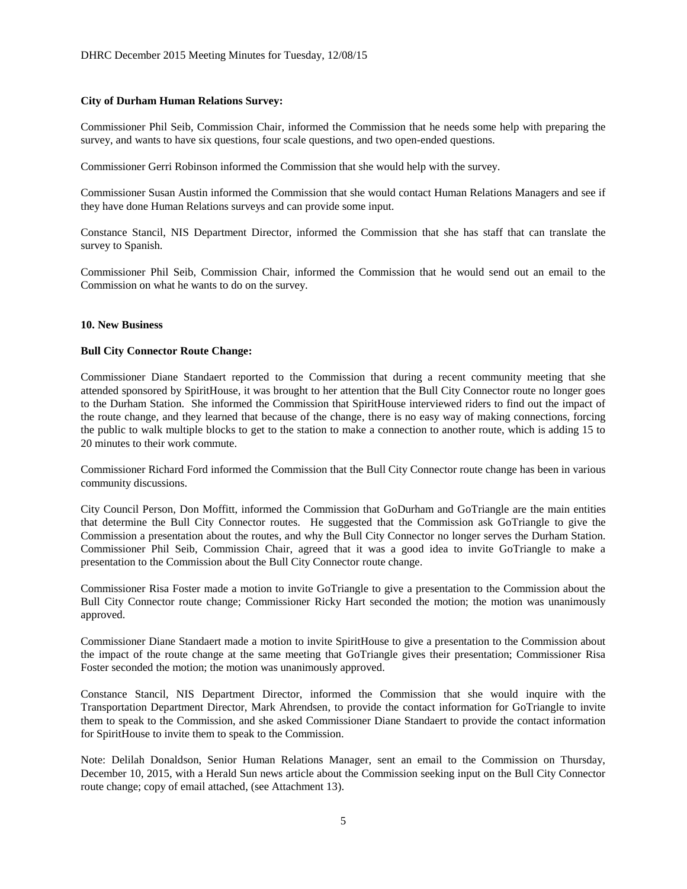**City of Durham Human Relations Survey:**

Commissioner Phil Seib, Commission Chair, informed the Commission that he needs some help with preparing the survey, and wants to have six questions, four scale questions, and two open-ended questions.

Commissioner Gerri Robinson informed the Commission that she would help with the survey.

Commissioner Susan Austin informed the Commission that she would contact Human Relations Managers and see if they have done Human Relations surveys and can provide some input.

Constance Stancil, NIS Department Director, informed the Commission that she has staff that can translate the survey to Spanish.

Commissioner Phil Seib, Commission Chair, informed the Commission that he would send out an email to the Commission on what he wants to do on the survey.

**10. New Business**

**Bull City Connector Route Change:**

Commissioner Diane Standaert reported to the Commission that during a recent community meeting that she attended sponsored by SpiritHouse, it was brought to her attention that the Bull City Connector route no longer goes to the Durham Station. She informed the Commission that SpiritHouse interviewed riders to find out the impact of the route change, and they learned that because of the change, there is no easy way of making connections, forcing the public to walk multiple blocks to get to the station to make a connection to another route, which is adding 15 to 20 minutes to their work commute.

Commissioner Richard Ford informed the Commission that the Bull City Connector route change has been in various community discussions.

City Council Person, Don Moffitt, informed the Commission that GoDurham and GoTriangle are the main entities that determine the Bull City Connector routes. He suggested that the Commission ask GoTriangle to give the Commission a presentation about the routes, and why the Bull City Connector no longer serves the Durham Station. Commissioner Phil Seib, Commission Chair, agreed that it was a good idea to invite GoTriangle to make a presentation to the Commission about the Bull City Connector route change.

Commissioner Risa Foster made a motion to invite GoTriangle to give a presentation to the Commission about the Bull City Connector route change; Commissioner Ricky Hart seconded the motion; the motion was unanimously approved.

Commissioner Diane Standaert made a motion to invite SpiritHouse to give a presentation to the Commission about the impact of the route change at the same meeting that GoTriangle gives their presentation; Commissioner Risa Foster seconded the motion; the motion was unanimously approved.

Constance Stancil, NIS Department Director, informed the Commission that she would inquire with the Transportation Department Director, Mark Ahrendsen, to provide the contact information for GoTriangle to invite them to speak to the Commission, and she asked Commissioner Diane Standaert to provide the contact information for SpiritHouse to invite them to speak to the Commission.

Note: Delilah Donaldson, Senior Human Relations Manager, sent an email to the Commission on Thursday, December 10, 2015, with a Herald Sun news article about the Commission seeking input on the Bull City Connector route change; copy of email attached, (see Attachment 13).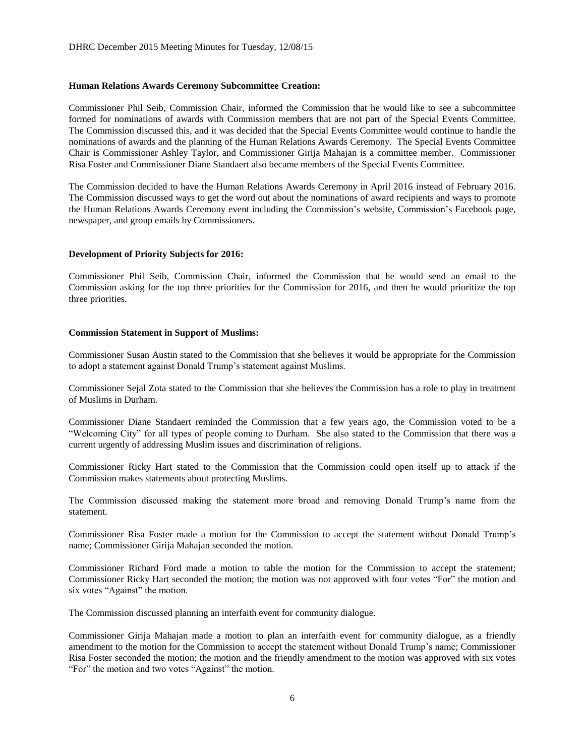**Human Relations Awards Ceremony Subcommittee Creation:**

Commissioner Phil Seib, Commission Chair, informed the Commission that he would like to see a subcommittee formed for nominations of awards with Commission members that are not part of the Special Events Committee. The Commission discussed this, and it was decided that the Special Events Committee would continue to handle the nominations of awards and the planning of the Human Relations Awards Ceremony. The Special Events Committee Chair is Commissioner Ashley Taylor, and Commissioner Girija Mahajan is a committee member. Commissioner Risa Foster and Commissioner Diane Standaert also became members of the Special Events Committee.

The Commission decided to have the Human Relations Awards Ceremony in April 2016 instead of February 2016. The Commission discussed ways to get the word out about the nominations of award recipients and ways to promote the Human Relations Awards Ceremony event including the Commission's website, Commission's Facebook page, newspaper, and group emails by Commissioners.

**Development of Priority Subjects for 2016:**

Commissioner Phil Seib, Commission Chair, informed the Commission that he would send an email to the Commission asking for the top three priorities for the Commission for 2016, and then he would prioritize the top three priorities.

**Commission Statement in Support of Muslims:**

Commissioner Susan Austin stated to the Commission that she believes it would be appropriate for the Commission to adopt a statement against Donald Trump's statement against Muslims.

Commissioner Sejal Zota stated to the Commission that she believes the Commission has a role to play in treatment of Muslims in Durham.

Commissioner Diane Standaert reminded the Commission that a few years ago, the Commission voted to be a "Welcoming City" for all types of people coming to Durham. She also stated to the Commission that there was a current urgently of addressing Muslim issues and discrimination of religions.

Commissioner Ricky Hart stated to the Commission that the Commission could open itself up to attack if the Commission makes statements about protecting Muslims.

The Commission discussed making the statement more broad and removing Donald Trump's name from the statement.

Commissioner Risa Foster made a motion for the Commission to accept the statement without Donald Trump's name; Commissioner Girija Mahajan seconded the motion.

Commissioner Richard Ford made a motion to table the motion for the Commission to accept the statement; Commissioner Ricky Hart seconded the motion; the motion was not approved with four votes "For" the motion and six votes "Against" the motion.

The Commission discussed planning an interfaith event for community dialogue.

Commissioner Girija Mahajan made a motion to plan an interfaith event for community dialogue, as a friendly amendment to the motion for the Commission to accept the statement without Donald Trump's name; Commissioner Risa Foster seconded the motion; the motion and the friendly amendment to the motion was approved with six votes "For" the motion and two votes "Against" the motion.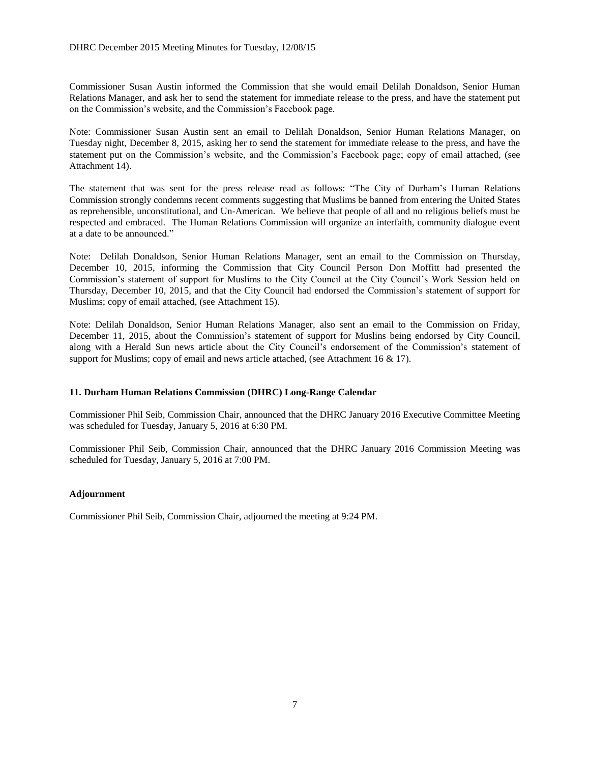Commissioner Susan Austin informed the Commission that she would email Delilah Donaldson, Senior Human Relations Manager, and ask her to send the statement for immediate release to the press, and have the statement put on the Commission's website, and the Commission's Facebook page.

Note: Commissioner Susan Austin sent an email to Delilah Donaldson, Senior Human Relations Manager, on Tuesday night, December 8, 2015, asking her to send the statement for immediate release to the press, and have the statement put on the Commission's website, and the Commission's Facebook page; copy of email attached, (see Attachment 14).

The statement that was sent for the press release read as follows: "The City of Durham's Human Relations Commission strongly condemns recent comments suggesting that Muslims be banned from entering the United States as reprehensible, unconstitutional, and Un-American. We believe that people of all and no religious beliefs must be respected and embraced. The Human Relations Commission will organize an interfaith, community dialogue event at a date to be announced."

Note: Delilah Donaldson, Senior Human Relations Manager, sent an email to the Commission on Thursday, December 10, 2015, informing the Commission that City Council Person Don Moffitt had presented the Commission's statement of support for Muslims to the City Council at the City Council's Work Session held on Thursday, December 10, 2015, and that the City Council had endorsed the Commission's statement of support for Muslims; copy of email attached, (see Attachment 15).

Note: Delilah Donaldson, Senior Human Relations Manager, also sent an email to the Commission on Friday, December 11, 2015, about the Commission's statement of support for Muslins being endorsed by City Council, along with a Herald Sun news article about the City Council's endorsement of the Commission's statement of support for Muslims; copy of email and news article attached, (see Attachment 16 & 17).

**11. Durham Human Relations Commission (DHRC) Long-Range Calendar**

Commissioner Phil Seib, Commission Chair, announced that the DHRC January 2016 Executive Committee Meeting was scheduled for Tuesday, January 5, 2016 at 6:30 PM.

Commissioner Phil Seib, Commission Chair, announced that the DHRC January 2016 Commission Meeting was scheduled for Tuesday, January 5, 2016 at 7:00 PM.

**Adjournment**

Commissioner Phil Seib, Commission Chair, adjourned the meeting at 9:24 PM.